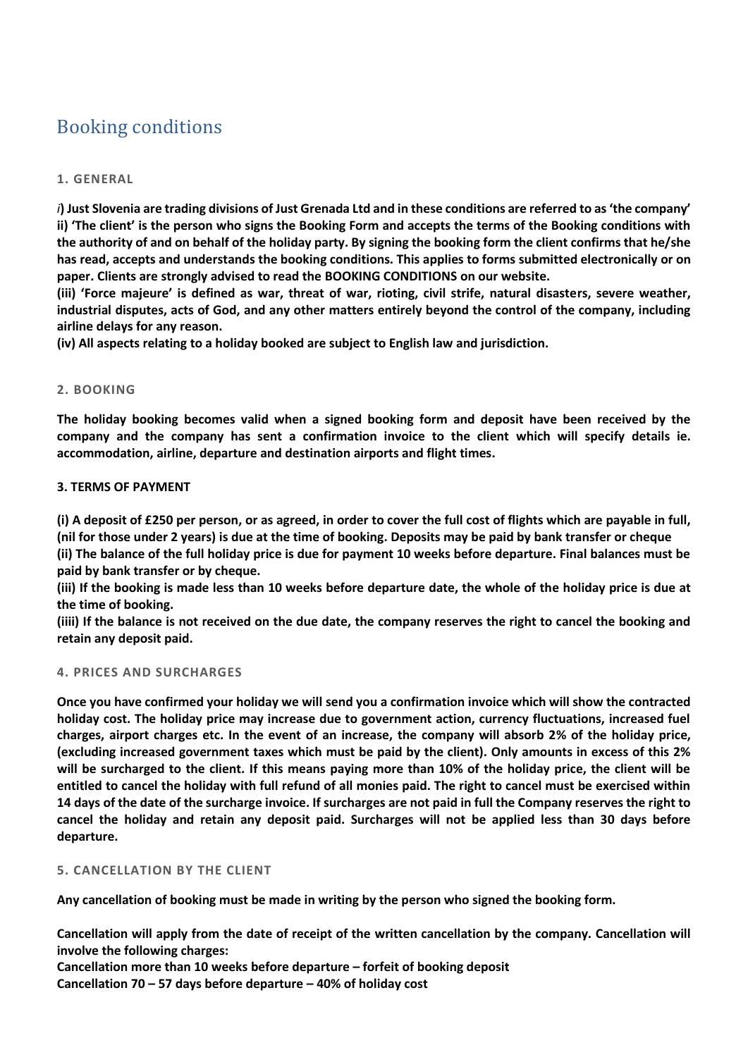# Booking conditions

## 1. GENERAL

***i*) Just Slovenia are trading divisions of Just Grenada Ltd and in these conditions are referred to as 'the company'**
**ii) 'The client' is the person who signs the Booking Form and accepts the terms of the Booking conditions with the authority of and on behalf of the holiday party. By signing the booking form the client confirms that he/she has read, accepts and understands the booking conditions. This applies to forms submitted electronically or on paper. Clients are strongly advised to read the BOOKING CONDITIONS on our website.**
**(iii) 'Force majeure' is defined as war, threat of war, rioting, civil strife, natural disasters, severe weather, industrial disputes, acts of God, and any other matters entirely beyond the control of the company, including airline delays for any reason.**
**(iv) All aspects relating to a holiday booked are subject to English law and jurisdiction.**

## 2. BOOKING

**The holiday booking becomes valid when a signed booking form and deposit have been received by the company and the company has sent a confirmation invoice to the client which will specify details ie. accommodation, airline, departure and destination airports and flight times.**

## 3. TERMS OF PAYMENT

**(i) A deposit of £250 per person, or as agreed, in order to cover the full cost of flights which are payable in full, (nil for those under 2 years) is due at the time of booking. Deposits may be paid by bank transfer or cheque**
**(ii) The balance of the full holiday price is due for payment 10 weeks before departure. Final balances must be paid by bank transfer or by cheque.**
**(iii) If the booking is made less than 10 weeks before departure date, the whole of the holiday price is due at the time of booking.**
**(iiii) If the balance is not received on the due date, the company reserves the right to cancel the booking and retain any deposit paid.**

## 4. PRICES AND SURCHARGES

**Once you have confirmed your holiday we will send you a confirmation invoice which will show the contracted holiday cost. The holiday price may increase due to government action, currency fluctuations, increased fuel charges, airport charges etc. In the event of an increase, the company will absorb 2% of the holiday price, (excluding increased government taxes which must be paid by the client). Only amounts in excess of this 2% will be surcharged to the client. If this means paying more than 10% of the holiday price, the client will be entitled to cancel the holiday with full refund of all monies paid. The right to cancel must be exercised within 14 days of the date of the surcharge invoice. If surcharges are not paid in full the Company reserves the right to cancel the holiday and retain any deposit paid. Surcharges will not be applied less than 30 days before departure.**

## 5. CANCELLATION BY THE CLIENT

**Any cancellation of booking must be made in writing by the person who signed the booking form.**

**Cancellation will apply from the date of receipt of the written cancellation by the company. Cancellation will involve the following charges:**
**Cancellation more than 10 weeks before departure – forfeit of booking deposit**
**Cancellation 70 – 57 days before departure – 40% of holiday cost**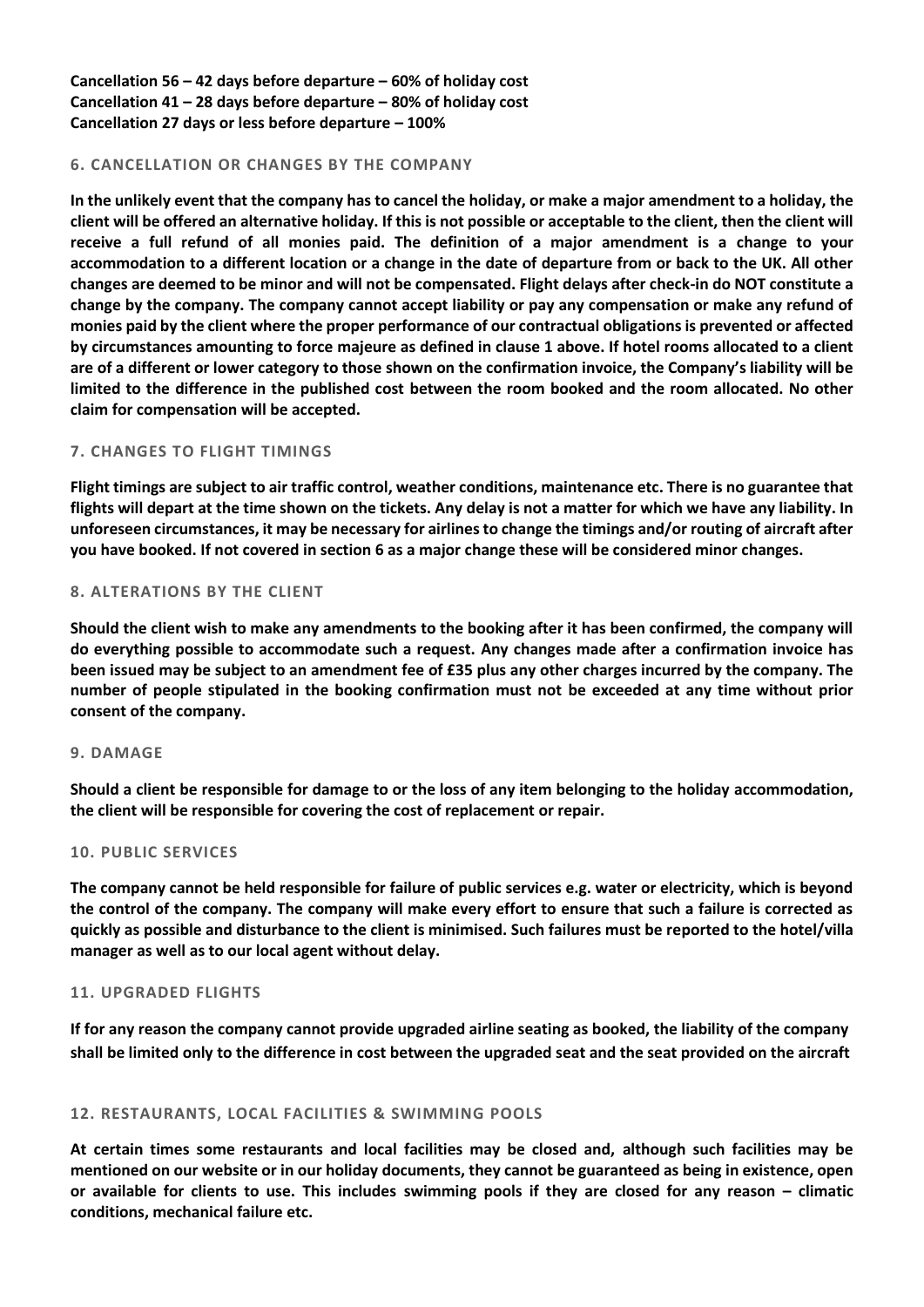**Cancellation 56 – 42 days before departure – 60% of holiday cost**
**Cancellation 41 – 28 days before departure – 80% of holiday cost**
**Cancellation 27 days or less before departure – 100%**

## 6. CANCELLATION OR CHANGES BY THE COMPANY

**In the unlikely event that the company has to cancel the holiday, or make a major amendment to a holiday, the client will be offered an alternative holiday. If this is not possible or acceptable to the client, then the client will receive a full refund of all monies paid. The definition of a major amendment is a change to your accommodation to a different location or a change in the date of departure from or back to the UK. All other changes are deemed to be minor and will not be compensated. Flight delays after check-in do NOT constitute a change by the company. The company cannot accept liability or pay any compensation or make any refund of monies paid by the client where the proper performance of our contractual obligations is prevented or affected by circumstances amounting to force majeure as defined in clause 1 above. If hotel rooms allocated to a client are of a different or lower category to those shown on the confirmation invoice, the Company's liability will be limited to the difference in the published cost between the room booked and the room allocated. No other claim for compensation will be accepted.**

## 7. CHANGES TO FLIGHT TIMINGS

**Flight timings are subject to air traffic control, weather conditions, maintenance etc. There is no guarantee that flights will depart at the time shown on the tickets. Any delay is not a matter for which we have any liability. In unforeseen circumstances, it may be necessary for airlines to change the timings and/or routing of aircraft after you have booked. If not covered in section 6 as a major change these will be considered minor changes.**

## 8. ALTERATIONS BY THE CLIENT

**Should the client wish to make any amendments to the booking after it has been confirmed, the company will do everything possible to accommodate such a request. Any changes made after a confirmation invoice has been issued may be subject to an amendment fee of £35 plus any other charges incurred by the company. The number of people stipulated in the booking confirmation must not be exceeded at any time without prior consent of the company.**

## 9. DAMAGE

**Should a client be responsible for damage to or the loss of any item belonging to the holiday accommodation, the client will be responsible for covering the cost of replacement or repair.**

## 10. PUBLIC SERVICES

**The company cannot be held responsible for failure of public services e.g. water or electricity, which is beyond the control of the company. The company will make every effort to ensure that such a failure is corrected as quickly as possible and disturbance to the client is minimised. Such failures must be reported to the hotel/villa manager as well as to our local agent without delay.**

## 11. UPGRADED FLIGHTS

**If for any reason the company cannot provide upgraded airline seating as booked, the liability of the company shall be limited only to the difference in cost between the upgraded seat and the seat provided on the aircraft**

## 12. RESTAURANTS, LOCAL FACILITIES & SWIMMING POOLS

**At certain times some restaurants and local facilities may be closed and, although such facilities may be mentioned on our website or in our holiday documents, they cannot be guaranteed as being in existence, open or available for clients to use. This includes swimming pools if they are closed for any reason – climatic conditions, mechanical failure etc.**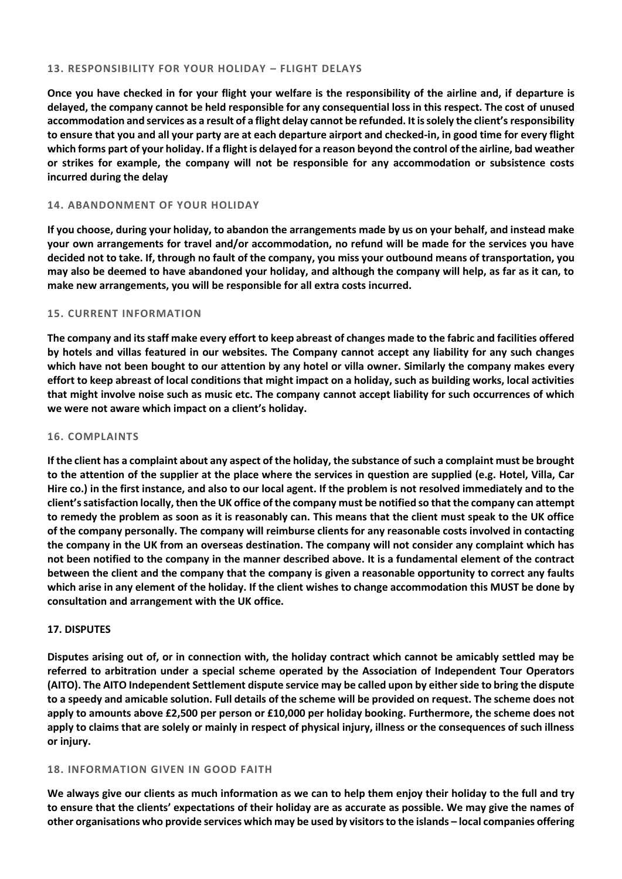### 13. RESPONSIBILITY FOR YOUR HOLIDAY – FLIGHT DELAYS

**Once you have checked in for your flight your welfare is the responsibility of the airline and, if departure is delayed, the company cannot be held responsible for any consequential loss in this respect. The cost of unused accommodation and services as a result of a flight delay cannot be refunded. It is solely the client's responsibility to ensure that you and all your party are at each departure airport and checked-in, in good time for every flight which forms part of your holiday. If a flight is delayed for a reason beyond the control of the airline, bad weather or strikes for example, the company will not be responsible for any accommodation or subsistence costs incurred during the delay**

### 14. ABANDONMENT OF YOUR HOLIDAY

**If you choose, during your holiday, to abandon the arrangements made by us on your behalf, and instead make your own arrangements for travel and/or accommodation, no refund will be made for the services you have decided not to take. If, through no fault of the company, you miss your outbound means of transportation, you may also be deemed to have abandoned your holiday, and although the company will help, as far as it can, to make new arrangements, you will be responsible for all extra costs incurred.**

### 15. CURRENT INFORMATION

**The company and its staff make every effort to keep abreast of changes made to the fabric and facilities offered by hotels and villas featured in our websites. The Company cannot accept any liability for any such changes which have not been bought to our attention by any hotel or villa owner. Similarly the company makes every effort to keep abreast of local conditions that might impact on a holiday, such as building works, local activities that might involve noise such as music etc. The company cannot accept liability for such occurrences of which we were not aware which impact on a client's holiday.**

### 16. COMPLAINTS

**If the client has a complaint about any aspect of the holiday, the substance of such a complaint must be brought to the attention of the supplier at the place where the services in question are supplied (e.g. Hotel, Villa, Car Hire co.) in the first instance, and also to our local agent. If the problem is not resolved immediately and to the client's satisfaction locally, then the UK office of the company must be notified so that the company can attempt to remedy the problem as soon as it is reasonably can. This means that the client must speak to the UK office of the company personally. The company will reimburse clients for any reasonable costs involved in contacting the company in the UK from an overseas destination. The company will not consider any complaint which has not been notified to the company in the manner described above. It is a fundamental element of the contract between the client and the company that the company is given a reasonable opportunity to correct any faults which arise in any element of the holiday. If the client wishes to change accommodation this MUST be done by consultation and arrangement with the UK office.**

### 17. DISPUTES

**Disputes arising out of, or in connection with, the holiday contract which cannot be amicably settled may be referred to arbitration under a special scheme operated by the Association of Independent Tour Operators (AITO). The AITO Independent Settlement dispute service may be called upon by either side to bring the dispute to a speedy and amicable solution. Full details of the scheme will be provided on request. The scheme does not apply to amounts above £2,500 per person or £10,000 per holiday booking. Furthermore, the scheme does not apply to claims that are solely or mainly in respect of physical injury, illness or the consequences of such illness or injury.**

### 18. INFORMATION GIVEN IN GOOD FAITH

**We always give our clients as much information as we can to help them enjoy their holiday to the full and try to ensure that the clients' expectations of their holiday are as accurate as possible. We may give the names of other organisations who provide services which may be used by visitors to the islands – local companies offering**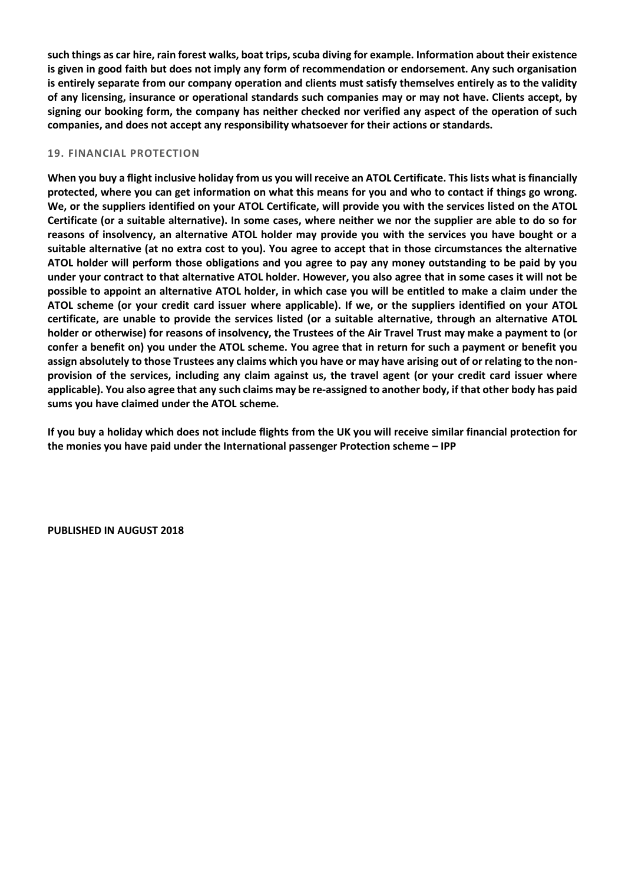**such things as car hire, rain forest walks, boat trips, scuba diving for example. Information about their existence is given in good faith but does not imply any form of recommendation or endorsement. Any such organisation is entirely separate from our company operation and clients must satisfy themselves entirely as to the validity of any licensing, insurance or operational standards such companies may or may not have. Clients accept, by signing our booking form, the company has neither checked nor verified any aspect of the operation of such companies, and does not accept any responsibility whatsoever for their actions or standards.**

### 19. FINANCIAL PROTECTION

**When you buy a flight inclusive holiday from us you will receive an ATOL Certificate. This lists what is financially protected, where you can get information on what this means for you and who to contact if things go wrong. We, or the suppliers identified on your ATOL Certificate, will provide you with the services listed on the ATOL Certificate (or a suitable alternative). In some cases, where neither we nor the supplier are able to do so for reasons of insolvency, an alternative ATOL holder may provide you with the services you have bought or a suitable alternative (at no extra cost to you). You agree to accept that in those circumstances the alternative ATOL holder will perform those obligations and you agree to pay any money outstanding to be paid by you under your contract to that alternative ATOL holder. However, you also agree that in some cases it will not be possible to appoint an alternative ATOL holder, in which case you will be entitled to make a claim under the ATOL scheme (or your credit card issuer where applicable). If we, or the suppliers identified on your ATOL certificate, are unable to provide the services listed (or a suitable alternative, through an alternative ATOL holder or otherwise) for reasons of insolvency, the Trustees of the Air Travel Trust may make a payment to (or confer a benefit on) you under the ATOL scheme. You agree that in return for such a payment or benefit you assign absolutely to those Trustees any claims which you have or may have arising out of or relating to the non-provision of the services, including any claim against us, the travel agent (or your credit card issuer where applicable). You also agree that any such claims may be re-assigned to another body, if that other body has paid sums you have claimed under the ATOL scheme.**

**If you buy a holiday which does not include flights from the UK you will receive similar financial protection for the monies you have paid under the International passenger Protection scheme – IPP**

**PUBLISHED IN AUGUST 2018**